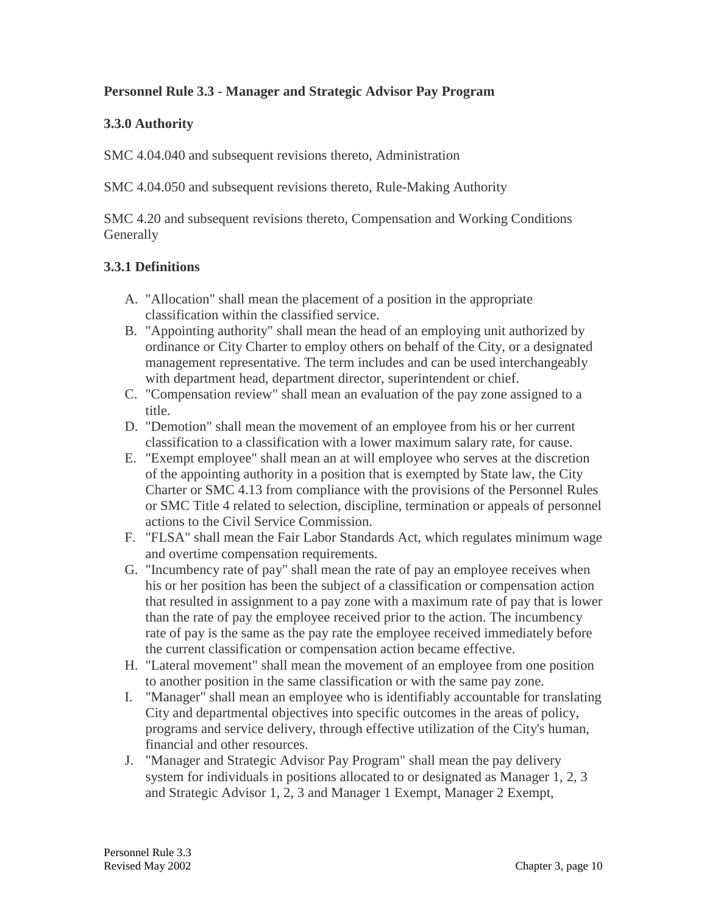## Personnel Rule 3.3 - Manager and Strategic Advisor Pay Program

### 3.3.0 Authority

SMC 4.04.040 and subsequent revisions thereto, Administration

SMC 4.04.050 and subsequent revisions thereto, Rule-Making Authority

SMC 4.20 and subsequent revisions thereto, Compensation and Working Conditions Generally

### 3.3.1 Definitions

A. "Allocation" shall mean the placement of a position in the appropriate classification within the classified service.

B. "Appointing authority" shall mean the head of an employing unit authorized by ordinance or City Charter to employ others on behalf of the City, or a designated management representative. The term includes and can be used interchangeably with department head, department director, superintendent or chief.

C. "Compensation review" shall mean an evaluation of the pay zone assigned to a title.

D. "Demotion" shall mean the movement of an employee from his or her current classification to a classification with a lower maximum salary rate, for cause.

E. "Exempt employee" shall mean an at will employee who serves at the discretion of the appointing authority in a position that is exempted by State law, the City Charter or SMC 4.13 from compliance with the provisions of the Personnel Rules or SMC Title 4 related to selection, discipline, termination or appeals of personnel actions to the Civil Service Commission.

F. "FLSA" shall mean the Fair Labor Standards Act, which regulates minimum wage and overtime compensation requirements.

G. "Incumbency rate of pay" shall mean the rate of pay an employee receives when his or her position has been the subject of a classification or compensation action that resulted in assignment to a pay zone with a maximum rate of pay that is lower than the rate of pay the employee received prior to the action. The incumbency rate of pay is the same as the pay rate the employee received immediately before the current classification or compensation action became effective.

H. "Lateral movement" shall mean the movement of an employee from one position to another position in the same classification or with the same pay zone.

I. "Manager" shall mean an employee who is identifiably accountable for translating City and departmental objectives into specific outcomes in the areas of policy, programs and service delivery, through effective utilization of the City's human, financial and other resources.

J. "Manager and Strategic Advisor Pay Program" shall mean the pay delivery system for individuals in positions allocated to or designated as Manager 1, 2, 3 and Strategic Advisor 1, 2, 3 and Manager 1 Exempt, Manager 2 Exempt,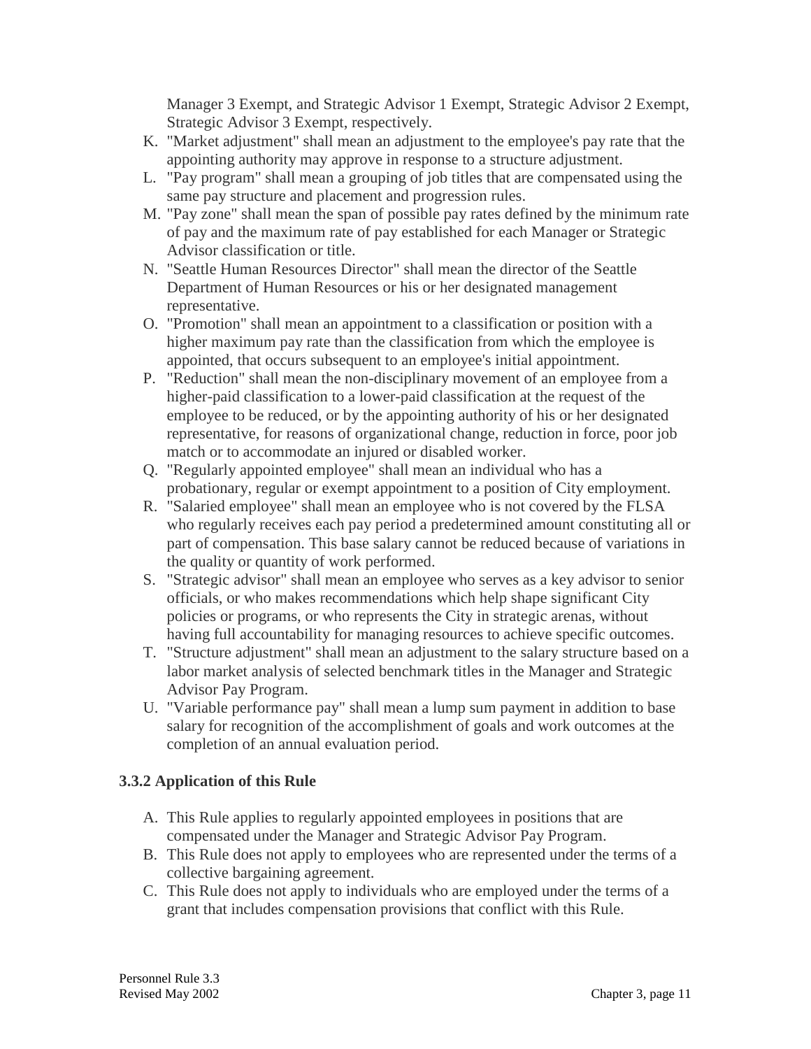Manager 3 Exempt, and Strategic Advisor 1 Exempt, Strategic Advisor 2 Exempt, Strategic Advisor 3 Exempt, respectively.

K. "Market adjustment" shall mean an adjustment to the employee's pay rate that the appointing authority may approve in response to a structure adjustment.
L. "Pay program" shall mean a grouping of job titles that are compensated using the same pay structure and placement and progression rules.
M. "Pay zone" shall mean the span of possible pay rates defined by the minimum rate of pay and the maximum rate of pay established for each Manager or Strategic Advisor classification or title.
N. "Seattle Human Resources Director" shall mean the director of the Seattle Department of Human Resources or his or her designated management representative.
O. "Promotion" shall mean an appointment to a classification or position with a higher maximum pay rate than the classification from which the employee is appointed, that occurs subsequent to an employee's initial appointment.
P. "Reduction" shall mean the non-disciplinary movement of an employee from a higher-paid classification to a lower-paid classification at the request of the employee to be reduced, or by the appointing authority of his or her designated representative, for reasons of organizational change, reduction in force, poor job match or to accommodate an injured or disabled worker.
Q. "Regularly appointed employee" shall mean an individual who has a probationary, regular or exempt appointment to a position of City employment.
R. "Salaried employee" shall mean an employee who is not covered by the FLSA who regularly receives each pay period a predetermined amount constituting all or part of compensation. This base salary cannot be reduced because of variations in the quality or quantity of work performed.
S. "Strategic advisor" shall mean an employee who serves as a key advisor to senior officials, or who makes recommendations which help shape significant City policies or programs, or who represents the City in strategic arenas, without having full accountability for managing resources to achieve specific outcomes.
T. "Structure adjustment" shall mean an adjustment to the salary structure based on a labor market analysis of selected benchmark titles in the Manager and Strategic Advisor Pay Program.
U. "Variable performance pay" shall mean a lump sum payment in addition to base salary for recognition of the accomplishment of goals and work outcomes at the completion of an annual evaluation period.

### 3.3.2 Application of this Rule

A. This Rule applies to regularly appointed employees in positions that are compensated under the Manager and Strategic Advisor Pay Program.
B. This Rule does not apply to employees who are represented under the terms of a collective bargaining agreement.
C. This Rule does not apply to individuals who are employed under the terms of a grant that includes compensation provisions that conflict with this Rule.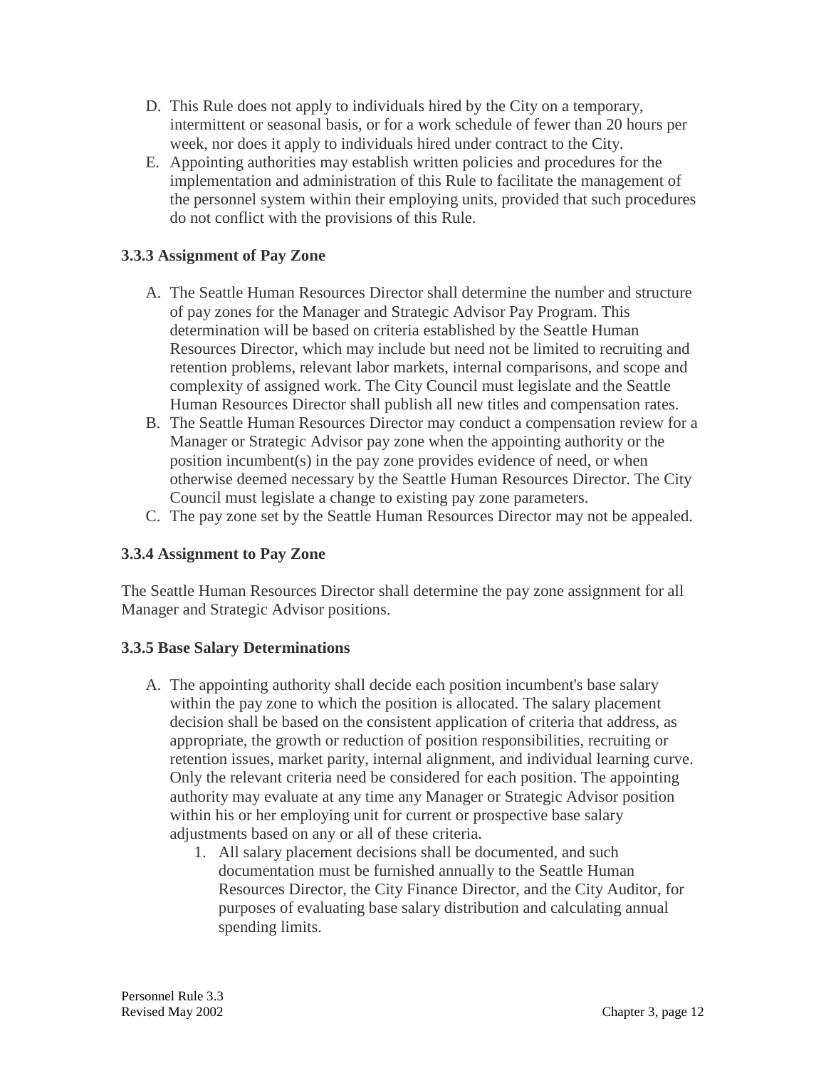D. This Rule does not apply to individuals hired by the City on a temporary, intermittent or seasonal basis, or for a work schedule of fewer than 20 hours per week, nor does it apply to individuals hired under contract to the City.
E. Appointing authorities may establish written policies and procedures for the implementation and administration of this Rule to facilitate the management of the personnel system within their employing units, provided that such procedures do not conflict with the provisions of this Rule.

### 3.3.3 Assignment of Pay Zone

A. The Seattle Human Resources Director shall determine the number and structure of pay zones for the Manager and Strategic Advisor Pay Program. This determination will be based on criteria established by the Seattle Human Resources Director, which may include but need not be limited to recruiting and retention problems, relevant labor markets, internal comparisons, and scope and complexity of assigned work. The City Council must legislate and the Seattle Human Resources Director shall publish all new titles and compensation rates.
B. The Seattle Human Resources Director may conduct a compensation review for a Manager or Strategic Advisor pay zone when the appointing authority or the position incumbent(s) in the pay zone provides evidence of need, or when otherwise deemed necessary by the Seattle Human Resources Director. The City Council must legislate a change to existing pay zone parameters.
C. The pay zone set by the Seattle Human Resources Director may not be appealed.

### 3.3.4 Assignment to Pay Zone

The Seattle Human Resources Director shall determine the pay zone assignment for all Manager and Strategic Advisor positions.

### 3.3.5 Base Salary Determinations

A. The appointing authority shall decide each position incumbent's base salary within the pay zone to which the position is allocated. The salary placement decision shall be based on the consistent application of criteria that address, as appropriate, the growth or reduction of position responsibilities, recruiting or retention issues, market parity, internal alignment, and individual learning curve. Only the relevant criteria need be considered for each position. The appointing authority may evaluate at any time any Manager or Strategic Advisor position within his or her employing unit for current or prospective base salary adjustments based on any or all of these criteria.
    1. All salary placement decisions shall be documented, and such documentation must be furnished annually to the Seattle Human Resources Director, the City Finance Director, and the City Auditor, for purposes of evaluating base salary distribution and calculating annual spending limits.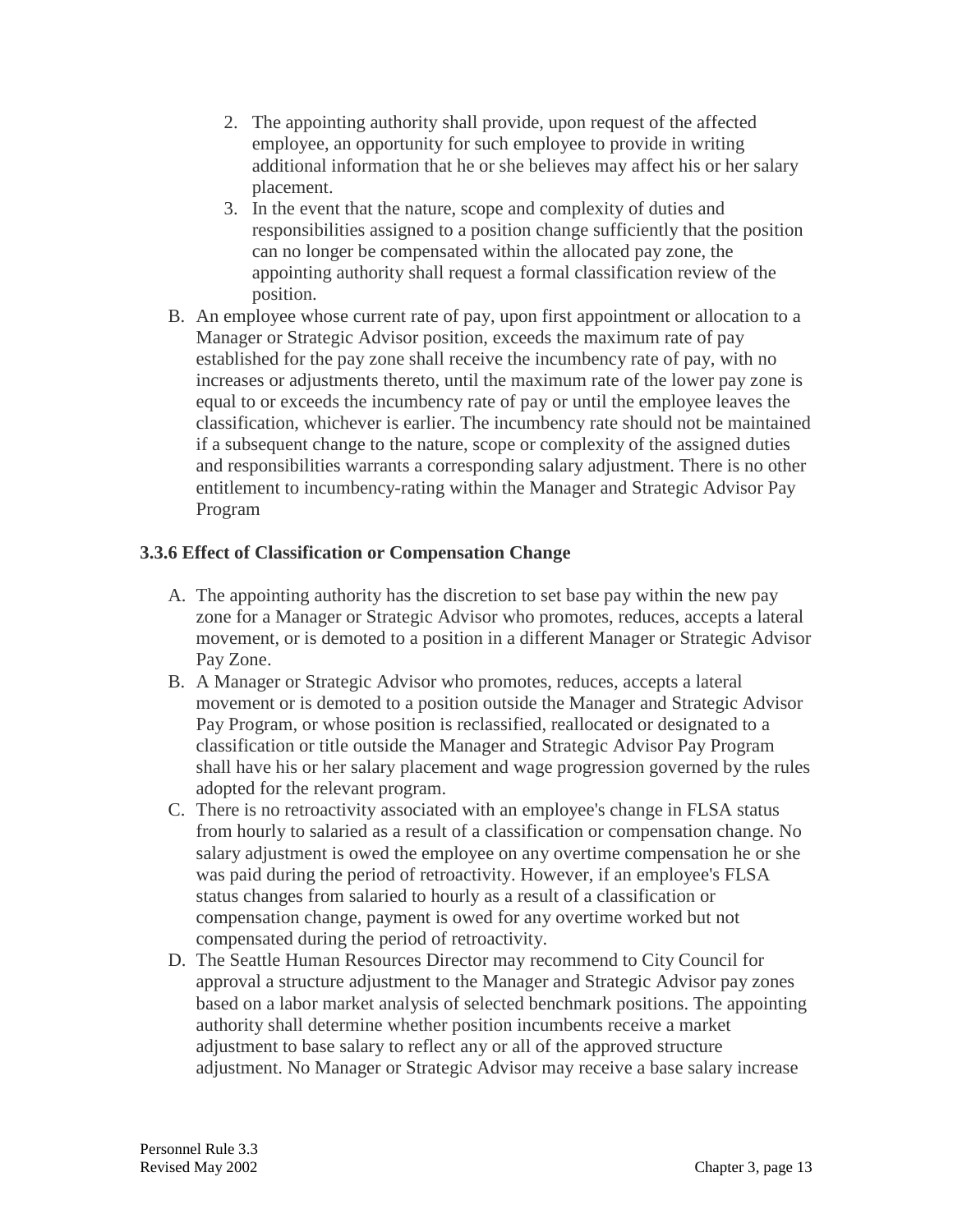2. The appointing authority shall provide, upon request of the affected employee, an opportunity for such employee to provide in writing additional information that he or she believes may affect his or her salary placement.
3. In the event that the nature, scope and complexity of duties and responsibilities assigned to a position change sufficiently that the position can no longer be compensated within the allocated pay zone, the appointing authority shall request a formal classification review of the position.

B. An employee whose current rate of pay, upon first appointment or allocation to a Manager or Strategic Advisor position, exceeds the maximum rate of pay established for the pay zone shall receive the incumbency rate of pay, with no increases or adjustments thereto, until the maximum rate of the lower pay zone is equal to or exceeds the incumbency rate of pay or until the employee leaves the classification, whichever is earlier. The incumbency rate should not be maintained if a subsequent change to the nature, scope or complexity of the assigned duties and responsibilities warrants a corresponding salary adjustment. There is no other entitlement to incumbency-rating within the Manager and Strategic Advisor Pay Program

### 3.3.6 Effect of Classification or Compensation Change

A. The appointing authority has the discretion to set base pay within the new pay zone for a Manager or Strategic Advisor who promotes, reduces, accepts a lateral movement, or is demoted to a position in a different Manager or Strategic Advisor Pay Zone.

B. A Manager or Strategic Advisor who promotes, reduces, accepts a lateral movement or is demoted to a position outside the Manager and Strategic Advisor Pay Program, or whose position is reclassified, reallocated or designated to a classification or title outside the Manager and Strategic Advisor Pay Program shall have his or her salary placement and wage progression governed by the rules adopted for the relevant program.

C. There is no retroactivity associated with an employee's change in FLSA status from hourly to salaried as a result of a classification or compensation change. No salary adjustment is owed the employee on any overtime compensation he or she was paid during the period of retroactivity. However, if an employee's FLSA status changes from salaried to hourly as a result of a classification or compensation change, payment is owed for any overtime worked but not compensated during the period of retroactivity.

D. The Seattle Human Resources Director may recommend to City Council for approval a structure adjustment to the Manager and Strategic Advisor pay zones based on a labor market analysis of selected benchmark positions. The appointing authority shall determine whether position incumbents receive a market adjustment to base salary to reflect any or all of the approved structure adjustment. No Manager or Strategic Advisor may receive a base salary increase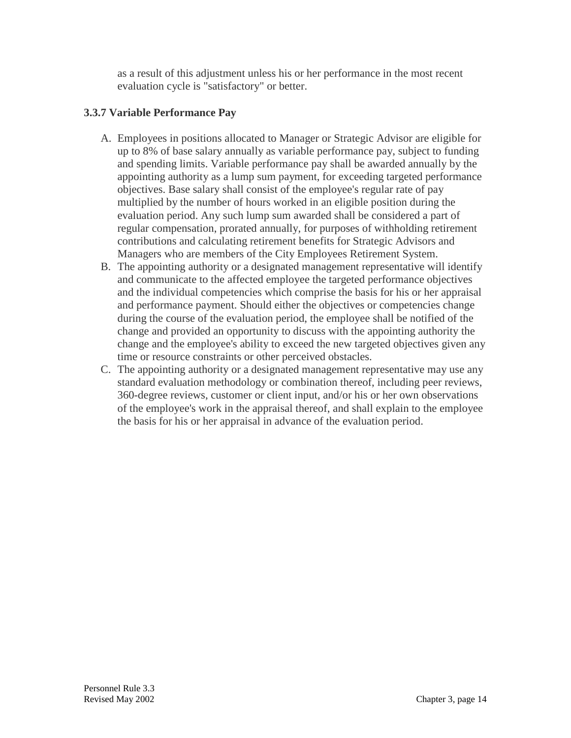as a result of this adjustment unless his or her performance in the most recent evaluation cycle is "satisfactory" or better.

### 3.3.7 Variable Performance Pay

A. Employees in positions allocated to Manager or Strategic Advisor are eligible for up to 8% of base salary annually as variable performance pay, subject to funding and spending limits. Variable performance pay shall be awarded annually by the appointing authority as a lump sum payment, for exceeding targeted performance objectives. Base salary shall consist of the employee's regular rate of pay multiplied by the number of hours worked in an eligible position during the evaluation period. Any such lump sum awarded shall be considered a part of regular compensation, prorated annually, for purposes of withholding retirement contributions and calculating retirement benefits for Strategic Advisors and Managers who are members of the City Employees Retirement System.

B. The appointing authority or a designated management representative will identify and communicate to the affected employee the targeted performance objectives and the individual competencies which comprise the basis for his or her appraisal and performance payment. Should either the objectives or competencies change during the course of the evaluation period, the employee shall be notified of the change and provided an opportunity to discuss with the appointing authority the change and the employee's ability to exceed the new targeted objectives given any time or resource constraints or other perceived obstacles.

C. The appointing authority or a designated management representative may use any standard evaluation methodology or combination thereof, including peer reviews, 360-degree reviews, customer or client input, and/or his or her own observations of the employee's work in the appraisal thereof, and shall explain to the employee the basis for his or her appraisal in advance of the evaluation period.